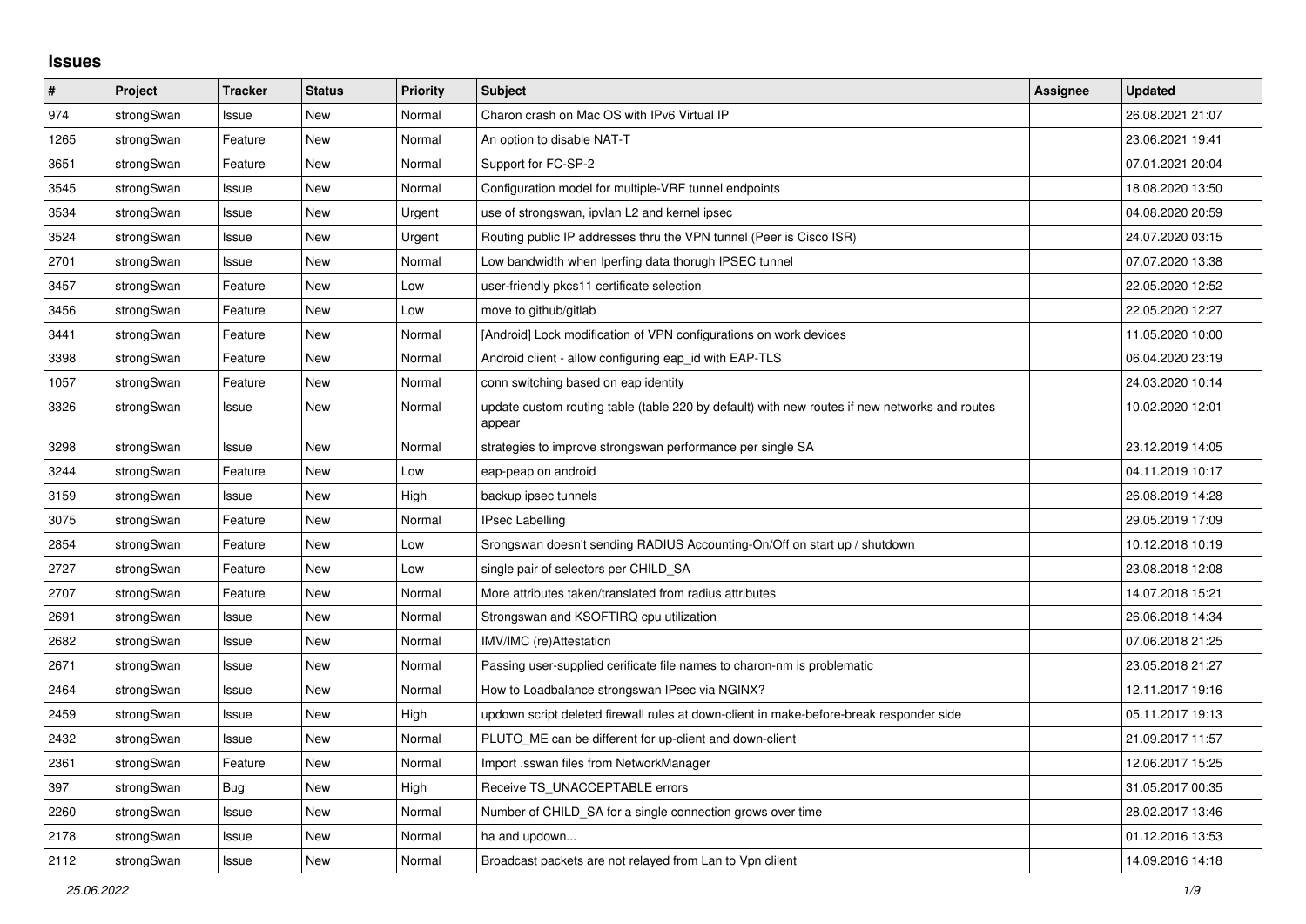## Issues

| # | Project | Tracker | Status | Priority | Subject | Assignee | Updated |
|---|---|---|---|---|---|---|---|
| 974 | strongSwan | Issue | New | Normal | Charon crash on Mac OS with IPv6 Virtual IP | | 26.08.2021 21:07 |
| 1265 | strongSwan | Feature | New | Normal | An option to disable NAT-T | | 23.06.2021 19:41 |
| 3651 | strongSwan | Feature | New | Normal | Support for FC-SP-2 | | 07.01.2021 20:04 |
| 3545 | strongSwan | Issue | New | Normal | Configuration model for multiple-VRF tunnel endpoints | | 18.08.2020 13:50 |
| 3534 | strongSwan | Issue | New | Urgent | use of strongswan, ipvlan L2 and kernel ipsec | | 04.08.2020 20:59 |
| 3524 | strongSwan | Issue | New | Urgent | Routing public IP addresses thru the VPN tunnel (Peer is Cisco ISR) | | 24.07.2020 03:15 |
| 2701 | strongSwan | Issue | New | Normal | Low bandwidth when Iperfing data thorugh IPSEC tunnel | | 07.07.2020 13:38 |
| 3457 | strongSwan | Feature | New | Low | user-friendly pkcs11 certificate selection | | 22.05.2020 12:52 |
| 3456 | strongSwan | Feature | New | Low | move to github/gitlab | | 22.05.2020 12:27 |
| 3441 | strongSwan | Feature | New | Normal | [Android] Lock modification of VPN configurations on work devices | | 11.05.2020 10:00 |
| 3398 | strongSwan | Feature | New | Normal | Android client - allow configuring eap_id with EAP-TLS | | 06.04.2020 23:19 |
| 1057 | strongSwan | Feature | New | Normal | conn switching based on eap identity | | 24.03.2020 10:14 |
| 3326 | strongSwan | Issue | New | Normal | update custom routing table (table 220 by default) with new routes if new networks and routes appear | | 10.02.2020 12:01 |
| 3298 | strongSwan | Issue | New | Normal | strategies to improve strongswan performance per single SA | | 23.12.2019 14:05 |
| 3244 | strongSwan | Feature | New | Low | eap-peap on android | | 04.11.2019 10:17 |
| 3159 | strongSwan | Issue | New | High | backup ipsec tunnels | | 26.08.2019 14:28 |
| 3075 | strongSwan | Feature | New | Normal | IPsec Labelling | | 29.05.2019 17:09 |
| 2854 | strongSwan | Feature | New | Low | Srongswan doesn't sending RADIUS Accounting-On/Off on start up / shutdown | | 10.12.2018 10:19 |
| 2727 | strongSwan | Feature | New | Low | single pair of selectors per CHILD_SA | | 23.08.2018 12:08 |
| 2707 | strongSwan | Feature | New | Normal | More attributes taken/translated from radius attributes | | 14.07.2018 15:21 |
| 2691 | strongSwan | Issue | New | Normal | Strongswan and KSOFTIRQ cpu utilization | | 26.06.2018 14:34 |
| 2682 | strongSwan | Issue | New | Normal | IMV/IMC (re)Attestation | | 07.06.2018 21:25 |
| 2671 | strongSwan | Issue | New | Normal | Passing user-supplied cerificate file names to charon-nm is problematic | | 23.05.2018 21:27 |
| 2464 | strongSwan | Issue | New | Normal | How to Loadbalance strongswan IPsec via NGINX? | | 12.11.2017 19:16 |
| 2459 | strongSwan | Issue | New | High | updown script deleted firewall rules at down-client in make-before-break responder side | | 05.11.2017 19:13 |
| 2432 | strongSwan | Issue | New | Normal | PLUTO_ME can be different for up-client and down-client | | 21.09.2017 11:57 |
| 2361 | strongSwan | Feature | New | Normal | Import .sswan files from NetworkManager | | 12.06.2017 15:25 |
| 397 | strongSwan | Bug | New | High | Receive TS_UNACCEPTABLE errors | | 31.05.2017 00:35 |
| 2260 | strongSwan | Issue | New | Normal | Number of CHILD_SA for a single connection grows over time | | 28.02.2017 13:46 |
| 2178 | strongSwan | Issue | New | Normal | ha and updown... | | 01.12.2016 13:53 |
| 2112 | strongSwan | Issue | New | Normal | Broadcast packets are not relayed from Lan to Vpn clilent | | 14.09.2016 14:18 |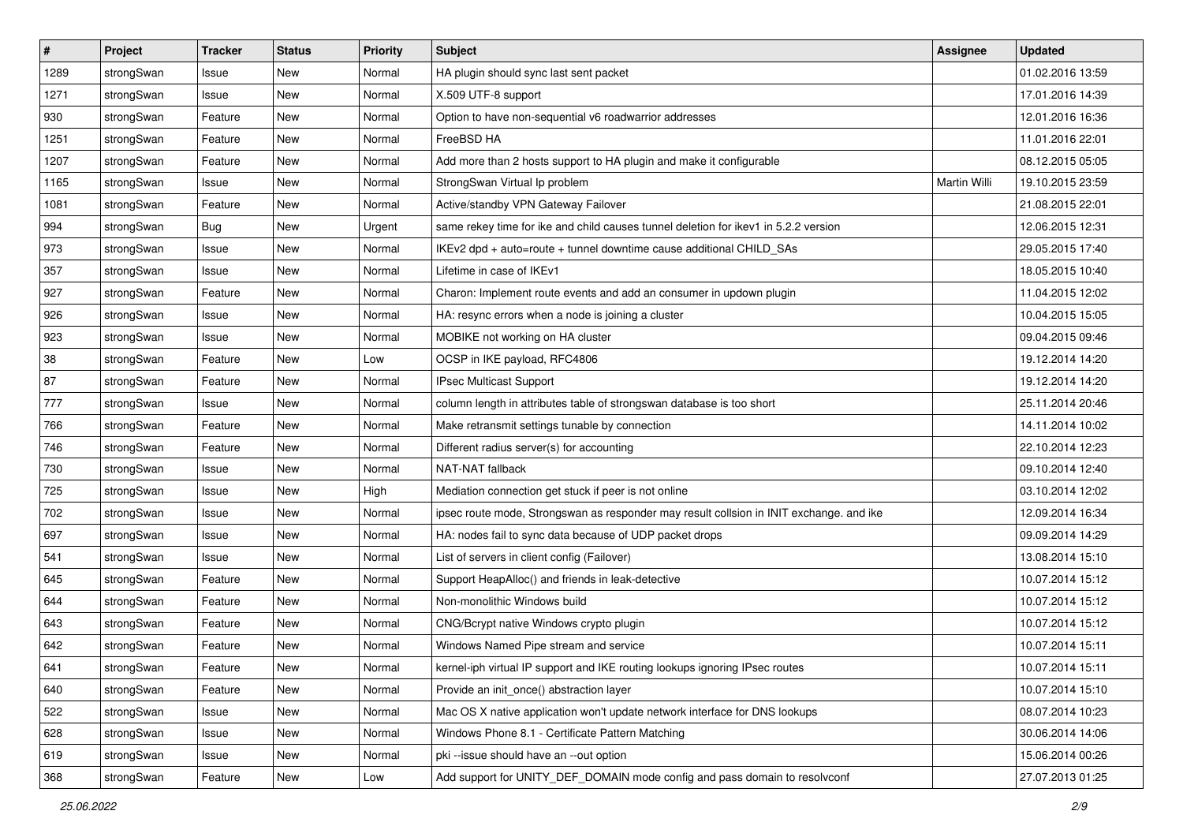| # | Project | Tracker | Status | Priority | Subject | Assignee | Updated |
|---|---|---|---|---|---|---|---|
| 1289 | strongSwan | Issue | New | Normal | HA plugin should sync last sent packet | | 01.02.2016 13:59 |
| 1271 | strongSwan | Issue | New | Normal | X.509 UTF-8 support | | 17.01.2016 14:39 |
| 930 | strongSwan | Feature | New | Normal | Option to have non-sequential v6 roadwarrior addresses | | 12.01.2016 16:36 |
| 1251 | strongSwan | Feature | New | Normal | FreeBSD HA | | 11.01.2016 22:01 |
| 1207 | strongSwan | Feature | New | Normal | Add more than 2 hosts support to HA plugin and make it configurable | | 08.12.2015 05:05 |
| 1165 | strongSwan | Issue | New | Normal | StrongSwan Virtual Ip problem | Martin Willi | 19.10.2015 23:59 |
| 1081 | strongSwan | Feature | New | Normal | Active/standby VPN Gateway Failover | | 21.08.2015 22:01 |
| 994 | strongSwan | Bug | New | Urgent | same rekey time for ike and child causes tunnel deletion for ikev1 in 5.2.2 version | | 12.06.2015 12:31 |
| 973 | strongSwan | Issue | New | Normal | IKEv2 dpd + auto=route + tunnel downtime cause additional CHILD_SAs | | 29.05.2015 17:40 |
| 357 | strongSwan | Issue | New | Normal | Lifetime in case of IKEv1 | | 18.05.2015 10:40 |
| 927 | strongSwan | Feature | New | Normal | Charon: Implement route events and add an consumer in updown plugin | | 11.04.2015 12:02 |
| 926 | strongSwan | Issue | New | Normal | HA: resync errors when a node is joining a cluster | | 10.04.2015 15:05 |
| 923 | strongSwan | Issue | New | Normal | MOBIKE not working on HA cluster | | 09.04.2015 09:46 |
| 38 | strongSwan | Feature | New | Low | OCSP in IKE payload, RFC4806 | | 19.12.2014 14:20 |
| 87 | strongSwan | Feature | New | Normal | IPsec Multicast Support | | 19.12.2014 14:20 |
| 777 | strongSwan | Issue | New | Normal | column length in attributes table of strongswan database is too short | | 25.11.2014 20:46 |
| 766 | strongSwan | Feature | New | Normal | Make retransmit settings tunable by connection | | 14.11.2014 10:02 |
| 746 | strongSwan | Feature | New | Normal | Different radius server(s) for accounting | | 22.10.2014 12:23 |
| 730 | strongSwan | Issue | New | Normal | NAT-NAT fallback | | 09.10.2014 12:40 |
| 725 | strongSwan | Issue | New | High | Mediation connection get stuck if peer is not online | | 03.10.2014 12:02 |
| 702 | strongSwan | Issue | New | Normal | ipsec route mode, Strongswan as responder may result collsion in INIT exchange. and ike | | 12.09.2014 16:34 |
| 697 | strongSwan | Issue | New | Normal | HA: nodes fail to sync data because of UDP packet drops | | 09.09.2014 14:29 |
| 541 | strongSwan | Issue | New | Normal | List of servers in client config (Failover) | | 13.08.2014 15:10 |
| 645 | strongSwan | Feature | New | Normal | Support HeapAlloc() and friends in leak-detective | | 10.07.2014 15:12 |
| 644 | strongSwan | Feature | New | Normal | Non-monolithic Windows build | | 10.07.2014 15:12 |
| 643 | strongSwan | Feature | New | Normal | CNG/Bcrypt native Windows crypto plugin | | 10.07.2014 15:12 |
| 642 | strongSwan | Feature | New | Normal | Windows Named Pipe stream and service | | 10.07.2014 15:11 |
| 641 | strongSwan | Feature | New | Normal | kernel-iph virtual IP support and IKE routing lookups ignoring IPsec routes | | 10.07.2014 15:11 |
| 640 | strongSwan | Feature | New | Normal | Provide an init_once() abstraction layer | | 10.07.2014 15:10 |
| 522 | strongSwan | Issue | New | Normal | Mac OS X native application won't update network interface for DNS lookups | | 08.07.2014 10:23 |
| 628 | strongSwan | Issue | New | Normal | Windows Phone 8.1 - Certificate Pattern Matching | | 30.06.2014 14:06 |
| 619 | strongSwan | Issue | New | Normal | pki --issue should have an --out option | | 15.06.2014 00:26 |
| 368 | strongSwan | Feature | New | Low | Add support for UNITY_DEF_DOMAIN mode config and pass domain to resolvconf | | 27.07.2013 01:25 |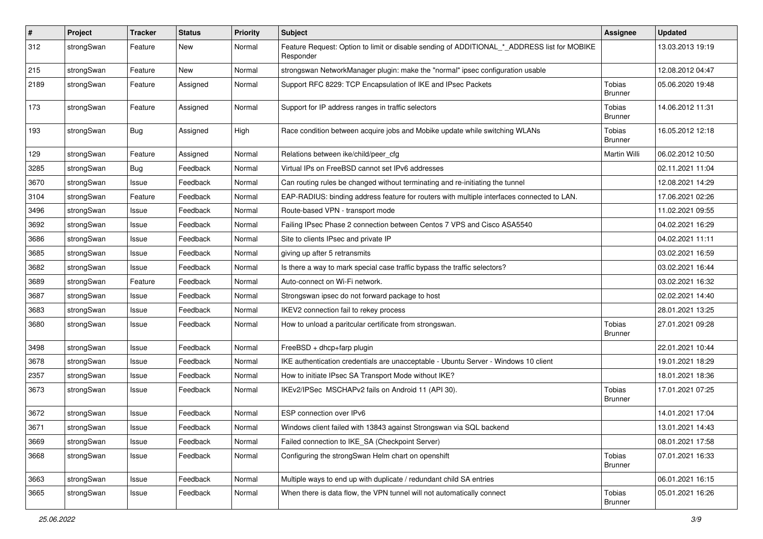| # | Project | Tracker | Status | Priority | Subject | Assignee | Updated |
| --- | --- | --- | --- | --- | --- | --- | --- |
| 312 | strongSwan | Feature | New | Normal | Feature Request: Option to limit or disable sending of ADDITIONAL_*_ADDRESS list for MOBIKE Responder |  | 13.03.2013 19:19 |
| 215 | strongSwan | Feature | New | Normal | strongswan NetworkManager plugin: make the "normal" ipsec configuration usable |  | 12.08.2012 04:47 |
| 2189 | strongSwan | Feature | Assigned | Normal | Support RFC 8229: TCP Encapsulation of IKE and IPsec Packets | Tobias Brunner | 05.06.2020 19:48 |
| 173 | strongSwan | Feature | Assigned | Normal | Support for IP address ranges in traffic selectors | Tobias Brunner | 14.06.2012 11:31 |
| 193 | strongSwan | Bug | Assigned | High | Race condition between acquire jobs and Mobike update while switching WLANs | Tobias Brunner | 16.05.2012 12:18 |
| 129 | strongSwan | Feature | Assigned | Normal | Relations between ike/child/peer_cfg | Martin Willi | 06.02.2012 10:50 |
| 3285 | strongSwan | Bug | Feedback | Normal | Virtual IPs on FreeBSD cannot set IPv6 addresses |  | 02.11.2021 11:04 |
| 3670 | strongSwan | Issue | Feedback | Normal | Can routing rules be changed without terminating and re-initiating the tunnel |  | 12.08.2021 14:29 |
| 3104 | strongSwan | Feature | Feedback | Normal | EAP-RADIUS: binding address feature for routers with multiple interfaces connected to LAN. |  | 17.06.2021 02:26 |
| 3496 | strongSwan | Issue | Feedback | Normal | Route-based VPN - transport mode |  | 11.02.2021 09:55 |
| 3692 | strongSwan | Issue | Feedback | Normal | Failing IPsec Phase 2 connection between Centos 7 VPS and Cisco ASA5540 |  | 04.02.2021 16:29 |
| 3686 | strongSwan | Issue | Feedback | Normal | Site to clients IPsec and private IP |  | 04.02.2021 11:11 |
| 3685 | strongSwan | Issue | Feedback | Normal | giving up after 5 retransmits |  | 03.02.2021 16:59 |
| 3682 | strongSwan | Issue | Feedback | Normal | Is there a way to mark special case traffic bypass the traffic selectors? |  | 03.02.2021 16:44 |
| 3689 | strongSwan | Feature | Feedback | Normal | Auto-connect on Wi-Fi network. |  | 03.02.2021 16:32 |
| 3687 | strongSwan | Issue | Feedback | Normal | Strongswan ipsec do not forward package to host |  | 02.02.2021 14:40 |
| 3683 | strongSwan | Issue | Feedback | Normal | IKEV2 connection fail to rekey process |  | 28.01.2021 13:25 |
| 3680 | strongSwan | Issue | Feedback | Normal | How to unload a paritcular certificate from strongswan. | Tobias Brunner | 27.01.2021 09:28 |
| 3498 | strongSwan | Issue | Feedback | Normal | FreeBSD + dhcp+farp plugin |  | 22.01.2021 10:44 |
| 3678 | strongSwan | Issue | Feedback | Normal | IKE authentication credentials are unacceptable - Ubuntu Server - Windows 10 client |  | 19.01.2021 18:29 |
| 2357 | strongSwan | Issue | Feedback | Normal | How to initiate IPsec SA Transport Mode without IKE? |  | 18.01.2021 18:36 |
| 3673 | strongSwan | Issue | Feedback | Normal | IKEv2/IPSec MSCHAPv2 fails on Android 11 (API 30). | Tobias Brunner | 17.01.2021 07:25 |
| 3672 | strongSwan | Issue | Feedback | Normal | ESP connection over IPv6 |  | 14.01.2021 17:04 |
| 3671 | strongSwan | Issue | Feedback | Normal | Windows client failed with 13843 against Strongswan via SQL backend |  | 13.01.2021 14:43 |
| 3669 | strongSwan | Issue | Feedback | Normal | Failed connection to IKE_SA (Checkpoint Server) |  | 08.01.2021 17:58 |
| 3668 | strongSwan | Issue | Feedback | Normal | Configuring the strongSwan Helm chart on openshift | Tobias Brunner | 07.01.2021 16:33 |
| 3663 | strongSwan | Issue | Feedback | Normal | Multiple ways to end up with duplicate / redundant child SA entries |  | 06.01.2021 16:15 |
| 3665 | strongSwan | Issue | Feedback | Normal | When there is data flow, the VPN tunnel will not automatically connect | Tobias Brunner | 05.01.2021 16:26 |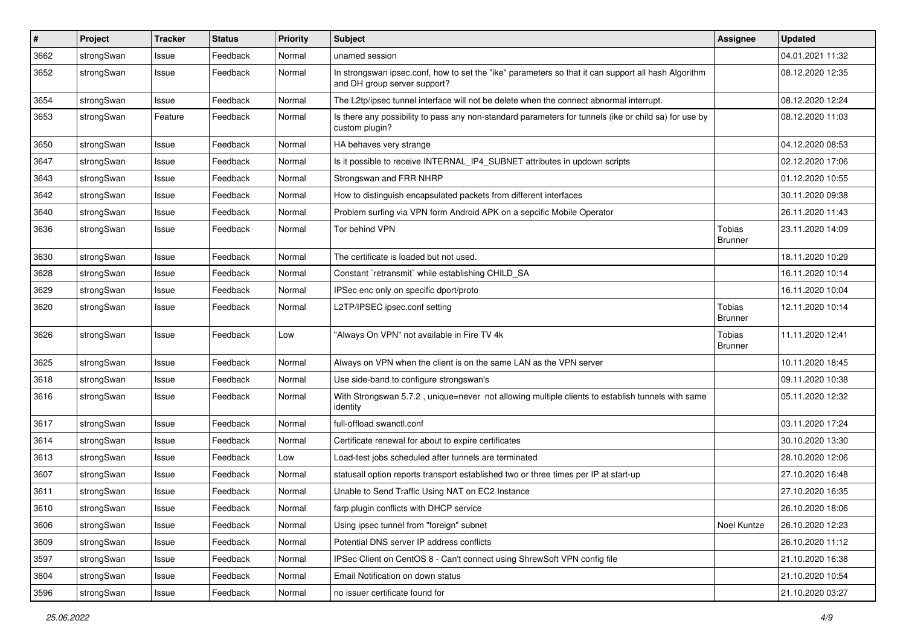| # | Project | Tracker | Status | Priority | Subject | Assignee | Updated |
|---|---|---|---|---|---|---|---|
| 3662 | strongSwan | Issue | Feedback | Normal | unamed session | | 04.01.2021 11:32 |
| 3652 | strongSwan | Issue | Feedback | Normal | In strongswan ipsec.conf, how to set the "ike" parameters so that it can support all hash Algorithm and DH group server support? | | 08.12.2020 12:35 |
| 3654 | strongSwan | Issue | Feedback | Normal | The L2tp/ipsec tunnel interface will not be delete when the connect abnormal interrupt. | | 08.12.2020 12:24 |
| 3653 | strongSwan | Feature | Feedback | Normal | Is there any possibility to pass any non-standard parameters for tunnels (ike or child sa) for use by custom plugin? | | 08.12.2020 11:03 |
| 3650 | strongSwan | Issue | Feedback | Normal | HA behaves very strange | | 04.12.2020 08:53 |
| 3647 | strongSwan | Issue | Feedback | Normal | Is it possible to receive INTERNAL_IP4_SUBNET attributes in updown scripts | | 02.12.2020 17:06 |
| 3643 | strongSwan | Issue | Feedback | Normal | Strongswan and FRR NHRP | | 01.12.2020 10:55 |
| 3642 | strongSwan | Issue | Feedback | Normal | How to distinguish encapsulated packets from different interfaces | | 30.11.2020 09:38 |
| 3640 | strongSwan | Issue | Feedback | Normal | Problem surfing via VPN form Android APK on a sepcific Mobile Operator | | 26.11.2020 11:43 |
| 3636 | strongSwan | Issue | Feedback | Normal | Tor behind VPN | Tobias Brunner | 23.11.2020 14:09 |
| 3630 | strongSwan | Issue | Feedback | Normal | The certificate is loaded but not used. | | 18.11.2020 10:29 |
| 3628 | strongSwan | Issue | Feedback | Normal | Constant `retransmit` while establishing CHILD_SA | | 16.11.2020 10:14 |
| 3629 | strongSwan | Issue | Feedback | Normal | IPSec enc only on specific dport/proto | | 16.11.2020 10:04 |
| 3620 | strongSwan | Issue | Feedback | Normal | L2TP/IPSEC ipsec.conf setting | Tobias Brunner | 12.11.2020 10:14 |
| 3626 | strongSwan | Issue | Feedback | Low | "Always On VPN" not available in Fire TV 4k | Tobias Brunner | 11.11.2020 12:41 |
| 3625 | strongSwan | Issue | Feedback | Normal | Always on VPN when the client is on the same LAN as the VPN server | | 10.11.2020 18:45 |
| 3618 | strongSwan | Issue | Feedback | Normal | Use side-band to configure strongswan's | | 09.11.2020 10:38 |
| 3616 | strongSwan | Issue | Feedback | Normal | With Strongswan 5.7.2 , unique=never not allowing multiple clients to establish tunnels with same identity | | 05.11.2020 12:32 |
| 3617 | strongSwan | Issue | Feedback | Normal | full-offload swanctl.conf | | 03.11.2020 17:24 |
| 3614 | strongSwan | Issue | Feedback | Normal | Certificate renewal for about to expire certificates | | 30.10.2020 13:30 |
| 3613 | strongSwan | Issue | Feedback | Low | Load-test jobs scheduled after tunnels are terminated | | 28.10.2020 12:06 |
| 3607 | strongSwan | Issue | Feedback | Normal | statusall option reports transport established two or three times per IP at start-up | | 27.10.2020 16:48 |
| 3611 | strongSwan | Issue | Feedback | Normal | Unable to Send Traffic Using NAT on EC2 Instance | | 27.10.2020 16:35 |
| 3610 | strongSwan | Issue | Feedback | Normal | farp plugin conflicts with DHCP service | | 26.10.2020 18:06 |
| 3606 | strongSwan | Issue | Feedback | Normal | Using ipsec tunnel from "foreign" subnet | Noel Kuntze | 26.10.2020 12:23 |
| 3609 | strongSwan | Issue | Feedback | Normal | Potential DNS server IP address conflicts | | 26.10.2020 11:12 |
| 3597 | strongSwan | Issue | Feedback | Normal | IPSec Client on CentOS 8 - Can't connect using ShrewSoft VPN config file | | 21.10.2020 16:38 |
| 3604 | strongSwan | Issue | Feedback | Normal | Email Notification on down status | | 21.10.2020 10:54 |
| 3596 | strongSwan | Issue | Feedback | Normal | no issuer certificate found for | | 21.10.2020 03:27 |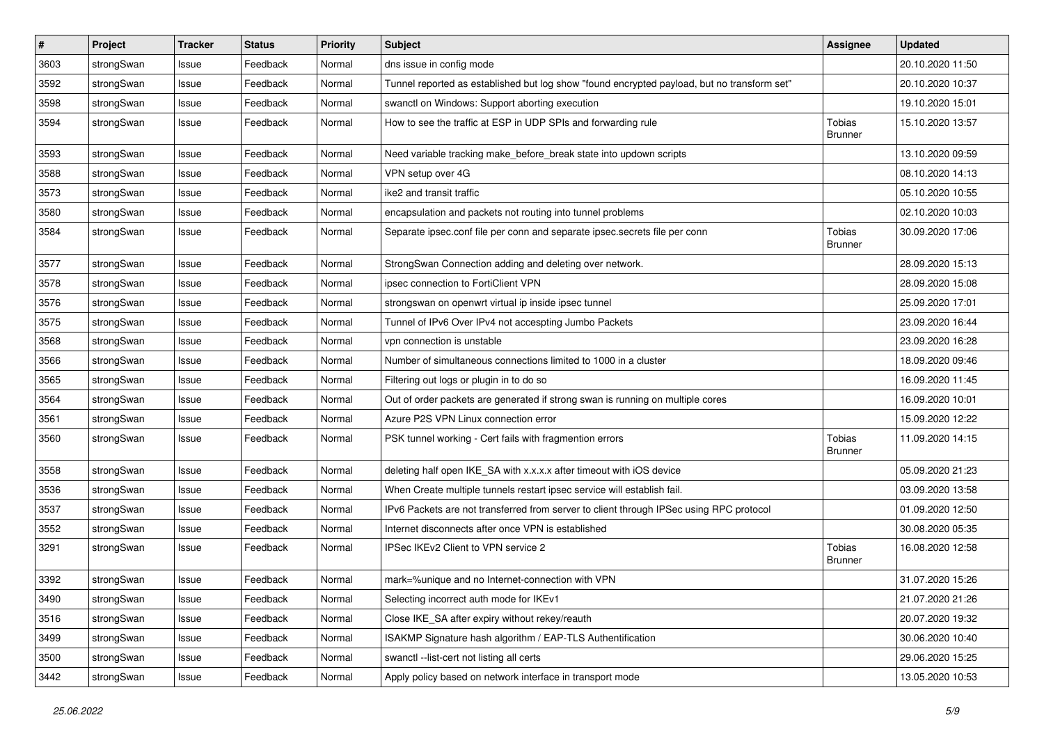| # | Project | Tracker | Status | Priority | Subject | Assignee | Updated |
| --- | --- | --- | --- | --- | --- | --- | --- |
| 3603 | strongSwan | Issue | Feedback | Normal | dns issue in config mode | | 20.10.2020 11:50 |
| 3592 | strongSwan | Issue | Feedback | Normal | Tunnel reported as established but log show "found encrypted payload, but no transform set" | | 20.10.2020 10:37 |
| 3598 | strongSwan | Issue | Feedback | Normal | swanctl on Windows: Support aborting execution | | 19.10.2020 15:01 |
| 3594 | strongSwan | Issue | Feedback | Normal | How to see the traffic at ESP in UDP SPIs and forwarding rule | Tobias Brunner | 15.10.2020 13:57 |
| 3593 | strongSwan | Issue | Feedback | Normal | Need variable tracking make_before_break state into updown scripts | | 13.10.2020 09:59 |
| 3588 | strongSwan | Issue | Feedback | Normal | VPN setup over 4G | | 08.10.2020 14:13 |
| 3573 | strongSwan | Issue | Feedback | Normal | ike2 and transit traffic | | 05.10.2020 10:55 |
| 3580 | strongSwan | Issue | Feedback | Normal | encapsulation and packets not routing into tunnel problems | | 02.10.2020 10:03 |
| 3584 | strongSwan | Issue | Feedback | Normal | Separate ipsec.conf file per conn and separate ipsec.secrets file per conn | Tobias Brunner | 30.09.2020 17:06 |
| 3577 | strongSwan | Issue | Feedback | Normal | StrongSwan Connection adding and deleting over network. | | 28.09.2020 15:13 |
| 3578 | strongSwan | Issue | Feedback | Normal | ipsec connection to FortiClient VPN | | 28.09.2020 15:08 |
| 3576 | strongSwan | Issue | Feedback | Normal | strongswan on openwrt virtual ip inside ipsec tunnel | | 25.09.2020 17:01 |
| 3575 | strongSwan | Issue | Feedback | Normal | Tunnel of IPv6 Over IPv4 not accespting Jumbo Packets | | 23.09.2020 16:44 |
| 3568 | strongSwan | Issue | Feedback | Normal | vpn connection is unstable | | 23.09.2020 16:28 |
| 3566 | strongSwan | Issue | Feedback | Normal | Number of simultaneous connections limited to 1000 in a cluster | | 18.09.2020 09:46 |
| 3565 | strongSwan | Issue | Feedback | Normal | Filtering out logs or plugin in to do so | | 16.09.2020 11:45 |
| 3564 | strongSwan | Issue | Feedback | Normal | Out of order packets are generated if strong swan is running on multiple cores | | 16.09.2020 10:01 |
| 3561 | strongSwan | Issue | Feedback | Normal | Azure P2S VPN Linux connection error | | 15.09.2020 12:22 |
| 3560 | strongSwan | Issue | Feedback | Normal | PSK tunnel working - Cert fails with fragmention errors | Tobias Brunner | 11.09.2020 14:15 |
| 3558 | strongSwan | Issue | Feedback | Normal | deleting half open IKE_SA with x.x.x.x after timeout with iOS device | | 05.09.2020 21:23 |
| 3536 | strongSwan | Issue | Feedback | Normal | When Create multiple tunnels restart ipsec service will establish fail. | | 03.09.2020 13:58 |
| 3537 | strongSwan | Issue | Feedback | Normal | IPv6 Packets are not transferred from server to client through IPSec using RPC protocol | | 01.09.2020 12:50 |
| 3552 | strongSwan | Issue | Feedback | Normal | Internet disconnects after once VPN is established | | 30.08.2020 05:35 |
| 3291 | strongSwan | Issue | Feedback | Normal | IPSec IKEv2 Client to VPN service 2 | Tobias Brunner | 16.08.2020 12:58 |
| 3392 | strongSwan | Issue | Feedback | Normal | mark=%unique and no Internet-connection with VPN | | 31.07.2020 15:26 |
| 3490 | strongSwan | Issue | Feedback | Normal | Selecting incorrect auth mode for IKEv1 | | 21.07.2020 21:26 |
| 3516 | strongSwan | Issue | Feedback | Normal | Close IKE_SA after expiry without rekey/reauth | | 20.07.2020 19:32 |
| 3499 | strongSwan | Issue | Feedback | Normal | ISAKMP Signature hash algorithm / EAP-TLS Authentification | | 30.06.2020 10:40 |
| 3500 | strongSwan | Issue | Feedback | Normal | swanctl --list-cert not listing all certs | | 29.06.2020 15:25 |
| 3442 | strongSwan | Issue | Feedback | Normal | Apply policy based on network interface in transport mode | | 13.05.2020 10:53 |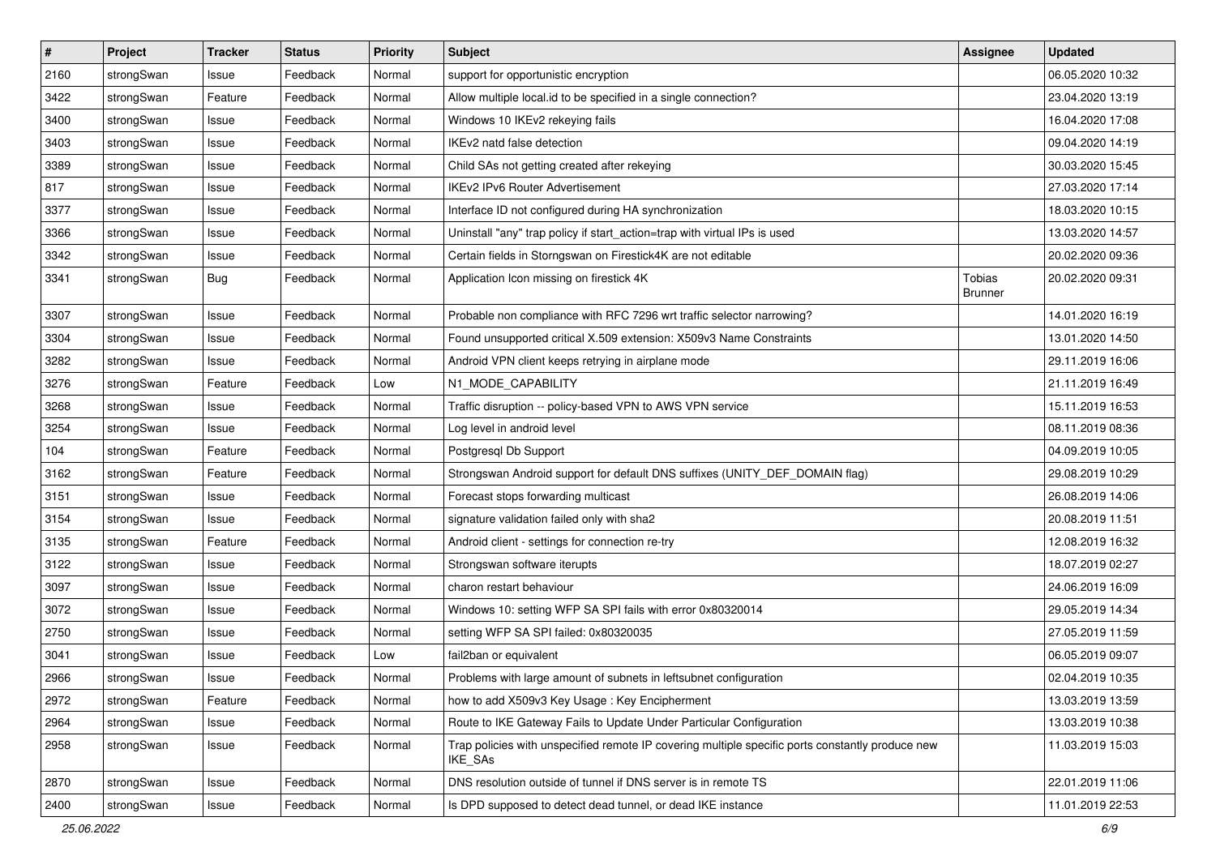| # | Project | Tracker | Status | Priority | Subject | Assignee | Updated |
|---|---|---|---|---|---|---|---|
| 2160 | strongSwan | Issue | Feedback | Normal | support for opportunistic encryption | | 06.05.2020 10:32 |
| 3422 | strongSwan | Feature | Feedback | Normal | Allow multiple local.id to be specified in a single connection? | | 23.04.2020 13:19 |
| 3400 | strongSwan | Issue | Feedback | Normal | Windows 10 IKEv2 rekeying fails | | 16.04.2020 17:08 |
| 3403 | strongSwan | Issue | Feedback | Normal | IKEv2 natd false detection | | 09.04.2020 14:19 |
| 3389 | strongSwan | Issue | Feedback | Normal | Child SAs not getting created after rekeying | | 30.03.2020 15:45 |
| 817 | strongSwan | Issue | Feedback | Normal | IKEv2 IPv6 Router Advertisement | | 27.03.2020 17:14 |
| 3377 | strongSwan | Issue | Feedback | Normal | Interface ID not configured during HA synchronization | | 18.03.2020 10:15 |
| 3366 | strongSwan | Issue | Feedback | Normal | Uninstall "any" trap policy if start_action=trap with virtual IPs is used | | 13.03.2020 14:57 |
| 3342 | strongSwan | Issue | Feedback | Normal | Certain fields in Storngswan on Firestick4K are not editable | | 20.02.2020 09:36 |
| 3341 | strongSwan | Bug | Feedback | Normal | Application Icon missing on firestick 4K | Tobias Brunner | 20.02.2020 09:31 |
| 3307 | strongSwan | Issue | Feedback | Normal | Probable non compliance with RFC 7296 wrt traffic selector narrowing? | | 14.01.2020 16:19 |
| 3304 | strongSwan | Issue | Feedback | Normal | Found unsupported critical X.509 extension: X509v3 Name Constraints | | 13.01.2020 14:50 |
| 3282 | strongSwan | Issue | Feedback | Normal | Android VPN client keeps retrying in airplane mode | | 29.11.2019 16:06 |
| 3276 | strongSwan | Feature | Feedback | Low | N1_MODE_CAPABILITY | | 21.11.2019 16:49 |
| 3268 | strongSwan | Issue | Feedback | Normal | Traffic disruption -- policy-based VPN to AWS VPN service | | 15.11.2019 16:53 |
| 3254 | strongSwan | Issue | Feedback | Normal | Log level in android level | | 08.11.2019 08:36 |
| 104 | strongSwan | Feature | Feedback | Normal | Postgresql Db Support | | 04.09.2019 10:05 |
| 3162 | strongSwan | Feature | Feedback | Normal | Strongswan Android support for default DNS suffixes (UNITY_DEF_DOMAIN flag) | | 29.08.2019 10:29 |
| 3151 | strongSwan | Issue | Feedback | Normal | Forecast stops forwarding multicast | | 26.08.2019 14:06 |
| 3154 | strongSwan | Issue | Feedback | Normal | signature validation failed only with sha2 | | 20.08.2019 11:51 |
| 3135 | strongSwan | Feature | Feedback | Normal | Android client - settings for connection re-try | | 12.08.2019 16:32 |
| 3122 | strongSwan | Issue | Feedback | Normal | Strongswan software iterupts | | 18.07.2019 02:27 |
| 3097 | strongSwan | Issue | Feedback | Normal | charon restart behaviour | | 24.06.2019 16:09 |
| 3072 | strongSwan | Issue | Feedback | Normal | Windows 10: setting WFP SA SPI fails with error 0x80320014 | | 29.05.2019 14:34 |
| 2750 | strongSwan | Issue | Feedback | Normal | setting WFP SA SPI failed: 0x80320035 | | 27.05.2019 11:59 |
| 3041 | strongSwan | Issue | Feedback | Low | fail2ban or equivalent | | 06.05.2019 09:07 |
| 2966 | strongSwan | Issue | Feedback | Normal | Problems with large amount of subnets in leftsubnet configuration | | 02.04.2019 10:35 |
| 2972 | strongSwan | Feature | Feedback | Normal | how to add X509v3 Key Usage : Key Encipherment | | 13.03.2019 13:59 |
| 2964 | strongSwan | Issue | Feedback | Normal | Route to IKE Gateway Fails to Update Under Particular Configuration | | 13.03.2019 10:38 |
| 2958 | strongSwan | Issue | Feedback | Normal | Trap policies with unspecified remote IP covering multiple specific ports constantly produce new IKE_SAs | | 11.03.2019 15:03 |
| 2870 | strongSwan | Issue | Feedback | Normal | DNS resolution outside of tunnel if DNS server is in remote TS | | 22.01.2019 11:06 |
| 2400 | strongSwan | Issue | Feedback | Normal | Is DPD supposed to detect dead tunnel, or dead IKE instance | | 11.01.2019 22:53 |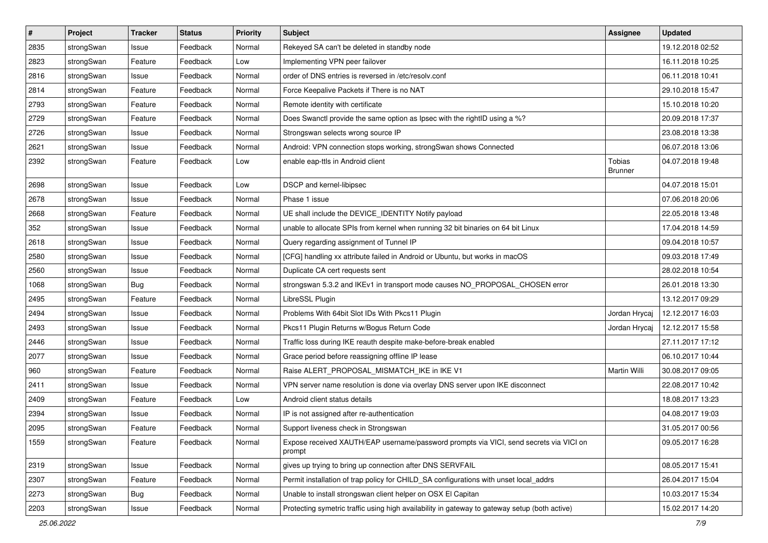| # | Project | Tracker | Status | Priority | Subject | Assignee | Updated |
|---|---|---|---|---|---|---|---|
| 2835 | strongSwan | Issue | Feedback | Normal | Rekeyed SA can't be deleted in standby node | | 19.12.2018 02:52 |
| 2823 | strongSwan | Feature | Feedback | Low | Implementing VPN peer failover | | 16.11.2018 10:25 |
| 2816 | strongSwan | Issue | Feedback | Normal | order of DNS entries is reversed in /etc/resolv.conf | | 06.11.2018 10:41 |
| 2814 | strongSwan | Feature | Feedback | Normal | Force Keepalive Packets if There is no NAT | | 29.10.2018 15:47 |
| 2793 | strongSwan | Feature | Feedback | Normal | Remote identity with certificate | | 15.10.2018 10:20 |
| 2729 | strongSwan | Feature | Feedback | Normal | Does Swanctl provide the same option as Ipsec with the rightID using a %? | | 20.09.2018 17:37 |
| 2726 | strongSwan | Issue | Feedback | Normal | Strongswan selects wrong source IP | | 23.08.2018 13:38 |
| 2621 | strongSwan | Issue | Feedback | Normal | Android: VPN connection stops working, strongSwan shows Connected | | 06.07.2018 13:06 |
| 2392 | strongSwan | Feature | Feedback | Low | enable eap-ttls in Android client | Tobias Brunner | 04.07.2018 19:48 |
| 2698 | strongSwan | Issue | Feedback | Low | DSCP and kernel-libipsec | | 04.07.2018 15:01 |
| 2678 | strongSwan | Issue | Feedback | Normal | Phase 1 issue | | 07.06.2018 20:06 |
| 2668 | strongSwan | Feature | Feedback | Normal | UE shall include the DEVICE_IDENTITY Notify payload | | 22.05.2018 13:48 |
| 352 | strongSwan | Issue | Feedback | Normal | unable to allocate SPIs from kernel when running 32 bit binaries on 64 bit Linux | | 17.04.2018 14:59 |
| 2618 | strongSwan | Issue | Feedback | Normal | Query regarding assignment of Tunnel IP | | 09.04.2018 10:57 |
| 2580 | strongSwan | Issue | Feedback | Normal | [CFG] handling xx attribute failed in Android or Ubuntu, but works in macOS | | 09.03.2018 17:49 |
| 2560 | strongSwan | Issue | Feedback | Normal | Duplicate CA cert requests sent | | 28.02.2018 10:54 |
| 1068 | strongSwan | Bug | Feedback | Normal | strongswan 5.3.2 and IKEv1 in transport mode causes NO_PROPOSAL_CHOSEN error | | 26.01.2018 13:30 |
| 2495 | strongSwan | Feature | Feedback | Normal | LibreSSL Plugin | | 13.12.2017 09:29 |
| 2494 | strongSwan | Issue | Feedback | Normal | Problems With 64bit Slot IDs With Pkcs11 Plugin | Jordan Hrycaj | 12.12.2017 16:03 |
| 2493 | strongSwan | Issue | Feedback | Normal | Pkcs11 Plugin Returns w/Bogus Return Code | Jordan Hrycaj | 12.12.2017 15:58 |
| 2446 | strongSwan | Issue | Feedback | Normal | Traffic loss during IKE reauth despite make-before-break enabled | | 27.11.2017 17:12 |
| 2077 | strongSwan | Issue | Feedback | Normal | Grace period before reassigning offline IP lease | | 06.10.2017 10:44 |
| 960 | strongSwan | Feature | Feedback | Normal | Raise ALERT_PROPOSAL_MISMATCH_IKE in IKE V1 | Martin Willi | 30.08.2017 09:05 |
| 2411 | strongSwan | Issue | Feedback | Normal | VPN server name resolution is done via overlay DNS server upon IKE disconnect | | 22.08.2017 10:42 |
| 2409 | strongSwan | Feature | Feedback | Low | Android client status details | | 18.08.2017 13:23 |
| 2394 | strongSwan | Issue | Feedback | Normal | IP is not assigned after re-authentication | | 04.08.2017 19:03 |
| 2095 | strongSwan | Feature | Feedback | Normal | Support liveness check in Strongswan | | 31.05.2017 00:56 |
| 1559 | strongSwan | Feature | Feedback | Normal | Expose received XAUTH/EAP username/password prompts via VICI, send secrets via VICI on prompt | | 09.05.2017 16:28 |
| 2319 | strongSwan | Issue | Feedback | Normal | gives up trying to bring up connection after DNS SERVFAIL | | 08.05.2017 15:41 |
| 2307 | strongSwan | Feature | Feedback | Normal | Permit installation of trap policy for CHILD_SA configurations with unset local_addrs | | 26.04.2017 15:04 |
| 2273 | strongSwan | Bug | Feedback | Normal | Unable to install strongswan client helper on OSX El Capitan | | 10.03.2017 15:34 |
| 2203 | strongSwan | Issue | Feedback | Normal | Protecting symetric traffic using high availability in gateway to gateway setup (both active) | | 15.02.2017 14:20 |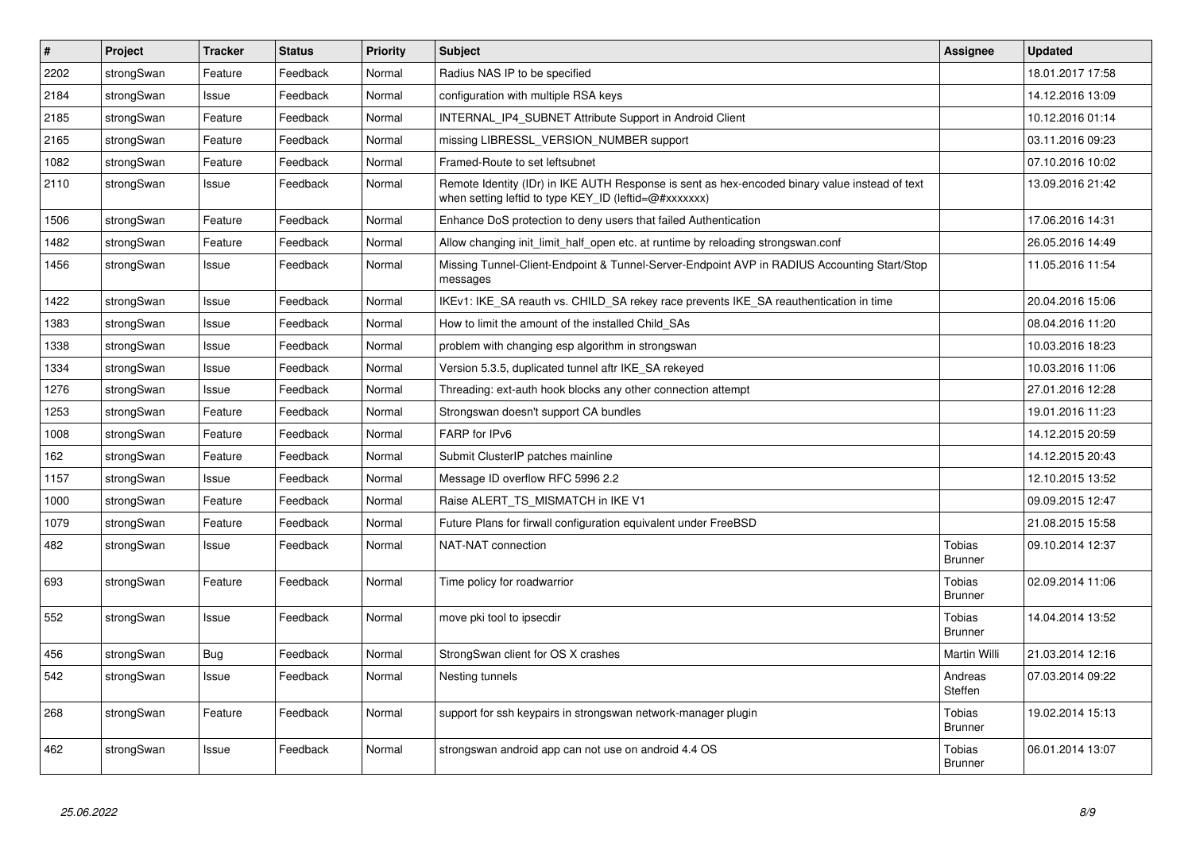| # | Project | Tracker | Status | Priority | Subject | Assignee | Updated |
|---|---|---|---|---|---|---|---|
| 2202 | strongSwan | Feature | Feedback | Normal | Radius NAS IP to be specified | | 18.01.2017 17:58 |
| 2184 | strongSwan | Issue | Feedback | Normal | configuration with multiple RSA keys | | 14.12.2016 13:09 |
| 2185 | strongSwan | Feature | Feedback | Normal | INTERNAL_IP4_SUBNET Attribute Support in Android Client | | 10.12.2016 01:14 |
| 2165 | strongSwan | Feature | Feedback | Normal | missing LIBRESSL_VERSION_NUMBER support | | 03.11.2016 09:23 |
| 1082 | strongSwan | Feature | Feedback | Normal | Framed-Route to set leftsubnet | | 07.10.2016 10:02 |
| 2110 | strongSwan | Issue | Feedback | Normal | Remote Identity (IDr) in IKE AUTH Response is sent as hex-encoded binary value instead of text when setting leftid to type KEY_ID (leftid=@#xxxxxxx) | | 13.09.2016 21:42 |
| 1506 | strongSwan | Feature | Feedback | Normal | Enhance DoS protection to deny users that failed Authentication | | 17.06.2016 14:31 |
| 1482 | strongSwan | Feature | Feedback | Normal | Allow changing init_limit_half_open etc. at runtime by reloading strongswan.conf | | 26.05.2016 14:49 |
| 1456 | strongSwan | Issue | Feedback | Normal | Missing Tunnel-Client-Endpoint & Tunnel-Server-Endpoint AVP in RADIUS Accounting Start/Stop messages | | 11.05.2016 11:54 |
| 1422 | strongSwan | Issue | Feedback | Normal | IKEv1: IKE_SA reauth vs. CHILD_SA rekey race prevents IKE_SA reauthentication in time | | 20.04.2016 15:06 |
| 1383 | strongSwan | Issue | Feedback | Normal | How to limit the amount of the installed Child_SAs | | 08.04.2016 11:20 |
| 1338 | strongSwan | Issue | Feedback | Normal | problem with changing esp algorithm in strongswan | | 10.03.2016 18:23 |
| 1334 | strongSwan | Issue | Feedback | Normal | Version 5.3.5, duplicated tunnel aftr IKE_SA rekeyed | | 10.03.2016 11:06 |
| 1276 | strongSwan | Issue | Feedback | Normal | Threading: ext-auth hook blocks any other connection attempt | | 27.01.2016 12:28 |
| 1253 | strongSwan | Feature | Feedback | Normal | Strongswan doesn't support CA bundles | | 19.01.2016 11:23 |
| 1008 | strongSwan | Feature | Feedback | Normal | FARP for IPv6 | | 14.12.2015 20:59 |
| 162 | strongSwan | Feature | Feedback | Normal | Submit ClusterIP patches mainline | | 14.12.2015 20:43 |
| 1157 | strongSwan | Issue | Feedback | Normal | Message ID overflow RFC 5996 2.2 | | 12.10.2015 13:52 |
| 1000 | strongSwan | Feature | Feedback | Normal | Raise ALERT_TS_MISMATCH in IKE V1 | | 09.09.2015 12:47 |
| 1079 | strongSwan | Feature | Feedback | Normal | Future Plans for firwall configuration equivalent under FreeBSD | | 21.08.2015 15:58 |
| 482 | strongSwan | Issue | Feedback | Normal | NAT-NAT connection | Tobias Brunner | 09.10.2014 12:37 |
| 693 | strongSwan | Feature | Feedback | Normal | Time policy for roadwarrior | Tobias Brunner | 02.09.2014 11:06 |
| 552 | strongSwan | Issue | Feedback | Normal | move pki tool to ipsecdir | Tobias Brunner | 14.04.2014 13:52 |
| 456 | strongSwan | Bug | Feedback | Normal | StrongSwan client for OS X crashes | Martin Willi | 21.03.2014 12:16 |
| 542 | strongSwan | Issue | Feedback | Normal | Nesting tunnels | Andreas Steffen | 07.03.2014 09:22 |
| 268 | strongSwan | Feature | Feedback | Normal | support for ssh keypairs in strongswan network-manager plugin | Tobias Brunner | 19.02.2014 15:13 |
| 462 | strongSwan | Issue | Feedback | Normal | strongswan android app can not use on android 4.4 OS | Tobias Brunner | 06.01.2014 13:07 |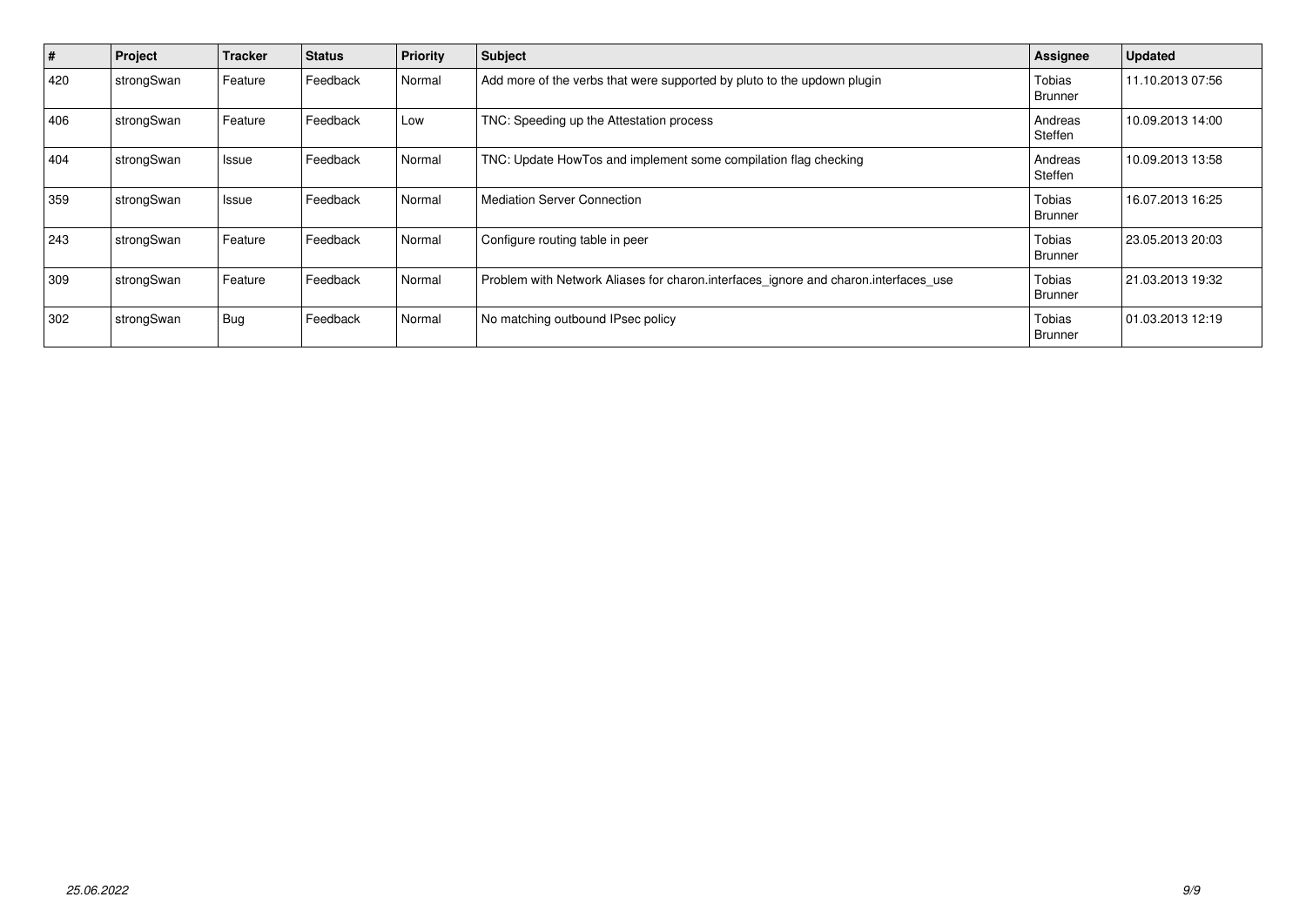| # | Project | Tracker | Status | Priority | Subject | Assignee | Updated |
|---|---|---|---|---|---|---|---|
| 420 | strongSwan | Feature | Feedback | Normal | Add more of the verbs that were supported by pluto to the updown plugin | Tobias Brunner | 11.10.2013 07:56 |
| 406 | strongSwan | Feature | Feedback | Low | TNC: Speeding up the Attestation process | Andreas Steffen | 10.09.2013 14:00 |
| 404 | strongSwan | Issue | Feedback | Normal | TNC: Update HowTos and implement some compilation flag checking | Andreas Steffen | 10.09.2013 13:58 |
| 359 | strongSwan | Issue | Feedback | Normal | Mediation Server Connection | Tobias Brunner | 16.07.2013 16:25 |
| 243 | strongSwan | Feature | Feedback | Normal | Configure routing table in peer | Tobias Brunner | 23.05.2013 20:03 |
| 309 | strongSwan | Feature | Feedback | Normal | Problem with Network Aliases for charon.interfaces_ignore and charon.interfaces_use | Tobias Brunner | 21.03.2013 19:32 |
| 302 | strongSwan | Bug | Feedback | Normal | No matching outbound IPsec policy | Tobias Brunner | 01.03.2013 12:19 |

*25.06.2022*